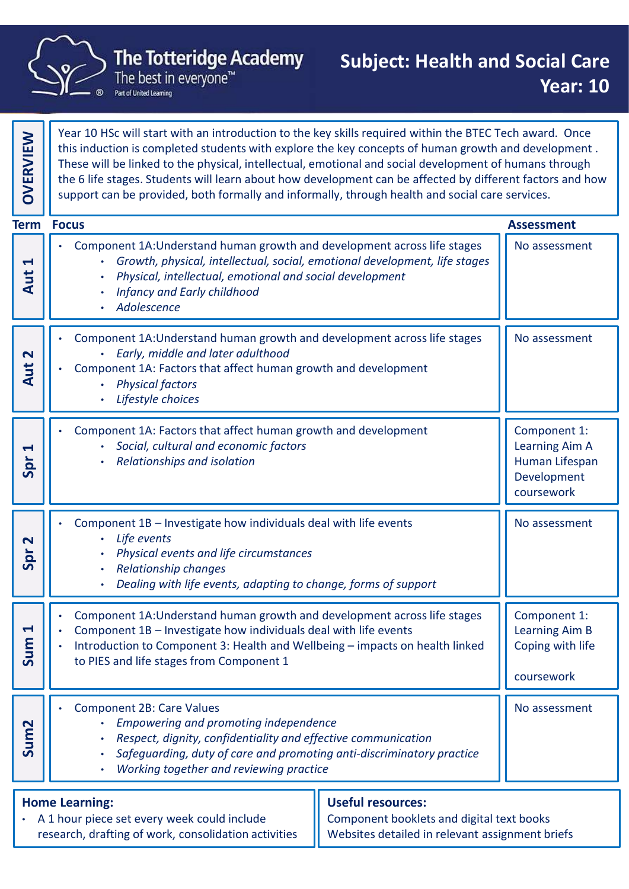# The Totteridge Academy

The best in everyone™

Part of United Learning

## Subject: Health and Social Care
## Year: 10

**OVERVIEW**

Year 10 HSc will start with an introduction to the key skills required within the BTEC Tech award. Once this induction is completed students with explore the key concepts of human growth and development . These will be linked to the physical, intellectual, emotional and social development of humans through the 6 life stages. Students will learn about how development can be affected by different factors and how support can be provided, both formally and informally, through health and social care services.

| Term | Focus | Assessment |
|---|---|---|
| Aut 1 | • Component 1A:Understand human growth and development across life stages<br>  • *Growth, physical, intellectual, social, emotional development, life stages*<br>  • *Physical, intellectual, emotional and social development*<br>  • *Infancy and Early childhood*<br>  • *Adolescence* | No assessment |
| Aut 2 | • Component 1A:Understand human growth and development across life stages<br>  • *Early, middle and later adulthood*<br>• Component 1A: Factors that affect human growth and development<br>  • *Physical factors*<br>  • *Lifestyle choices* | No assessment |
| Spr 1 | • Component 1A: Factors that affect human growth and development<br>  • *Social, cultural and economic factors*<br>  • *Relationships and isolation* | Component 1: Learning Aim A Human Lifespan Development coursework |
| Spr 2 | • Component 1B – Investigate how individuals deal with life events<br>  • *Life events*<br>  • *Physical events and life circumstances*<br>  • *Relationship changes*<br>  • *Dealing with life events, adapting to change, forms of support* | No assessment |
| Sum 1 | • Component 1A:Understand human growth and development across life stages<br>• Component 1B – Investigate how individuals deal with life events<br>• Introduction to Component 3: Health and Wellbeing – impacts on health linked to PIES and life stages from Component 1 | Component 1: Learning Aim B Coping with life<br><br>coursework |
| Sum2 | • Component 2B: Care Values<br>  • *Empowering and promoting independence*<br>  • *Respect, dignity, confidentiality and effective communication*<br>  • *Safeguarding, duty of care and promoting anti-discriminatory practice*<br>  • *Working together and reviewing practice* | No assessment |

**Home Learning:**

- A 1 hour piece set every week could include research, drafting of work, consolidation activities

**Useful resources:**

Component booklets and digital text books
Websites detailed in relevant assignment briefs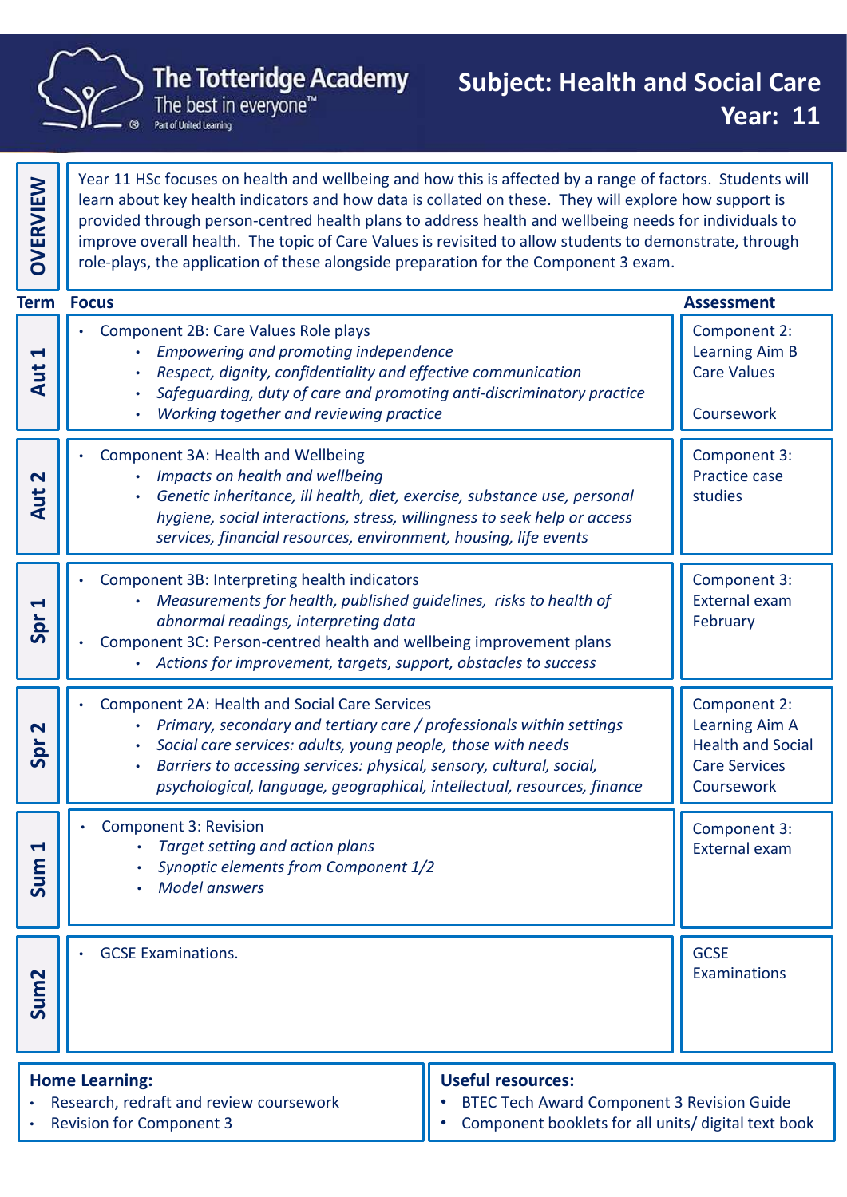# The Totteridge Academy

The best in everyone™

Part of United Learning

## Subject: Health and Social Care
## Year: 11

**OVERVIEW**

Year 11 HSc focuses on health and wellbeing and how this is affected by a range of factors. Students will learn about key health indicators and how data is collated on these. They will explore how support is provided through person-centred health plans to address health and wellbeing needs for individuals to improve overall health. The topic of Care Values is revisited to allow students to demonstrate, through role-plays, the application of these alongside preparation for the Component 3 exam.

| Term | Focus | Assessment |
|---|---|---|
| Aut 1 | • Component 2B: Care Values Role plays<br>  ◦ *Empowering and promoting independence*<br>  ◦ *Respect, dignity, confidentiality and effective communication*<br>  ◦ *Safeguarding, duty of care and promoting anti-discriminatory practice*<br>  ◦ *Working together and reviewing practice* | Component 2: Learning Aim B Care Values<br><br>Coursework |
| Aut 2 | • Component 3A: Health and Wellbeing<br>  ◦ *Impacts on health and wellbeing*<br>  ◦ *Genetic inheritance, ill health, diet, exercise, substance use, personal hygiene, social interactions, stress, willingness to seek help or access services, financial resources, environment, housing, life events* | Component 3: Practice case studies |
| Spr 1 | • Component 3B: Interpreting health indicators<br>  ◦ *Measurements for health, published guidelines, risks to health of abnormal readings, interpreting data*<br>• Component 3C: Person-centred health and wellbeing improvement plans<br>  ◦ *Actions for improvement, targets, support, obstacles to success* | Component 3: External exam February |
| Spr 2 | • Component 2A: Health and Social Care Services<br>  ◦ *Primary, secondary and tertiary care / professionals within settings*<br>  ◦ *Social care services: adults, young people, those with needs*<br>  ◦ *Barriers to accessing services: physical, sensory, cultural, social, psychological, language, geographical, intellectual, resources, finance* | Component 2: Learning Aim A Health and Social Care Services Coursework |
| Sum 1 | • Component 3: Revision<br>  ◦ *Target setting and action plans*<br>  ◦ *Synoptic elements from Component 1/2*<br>  ◦ *Model answers* | Component 3: External exam |
| Sum2 | • GCSE Examinations. | GCSE Examinations |

**Home Learning:**
- Research, redraft and review coursework
- Revision for Component 3

**Useful resources:**
- BTEC Tech Award Component 3 Revision Guide
- Component booklets for all units/ digital text book